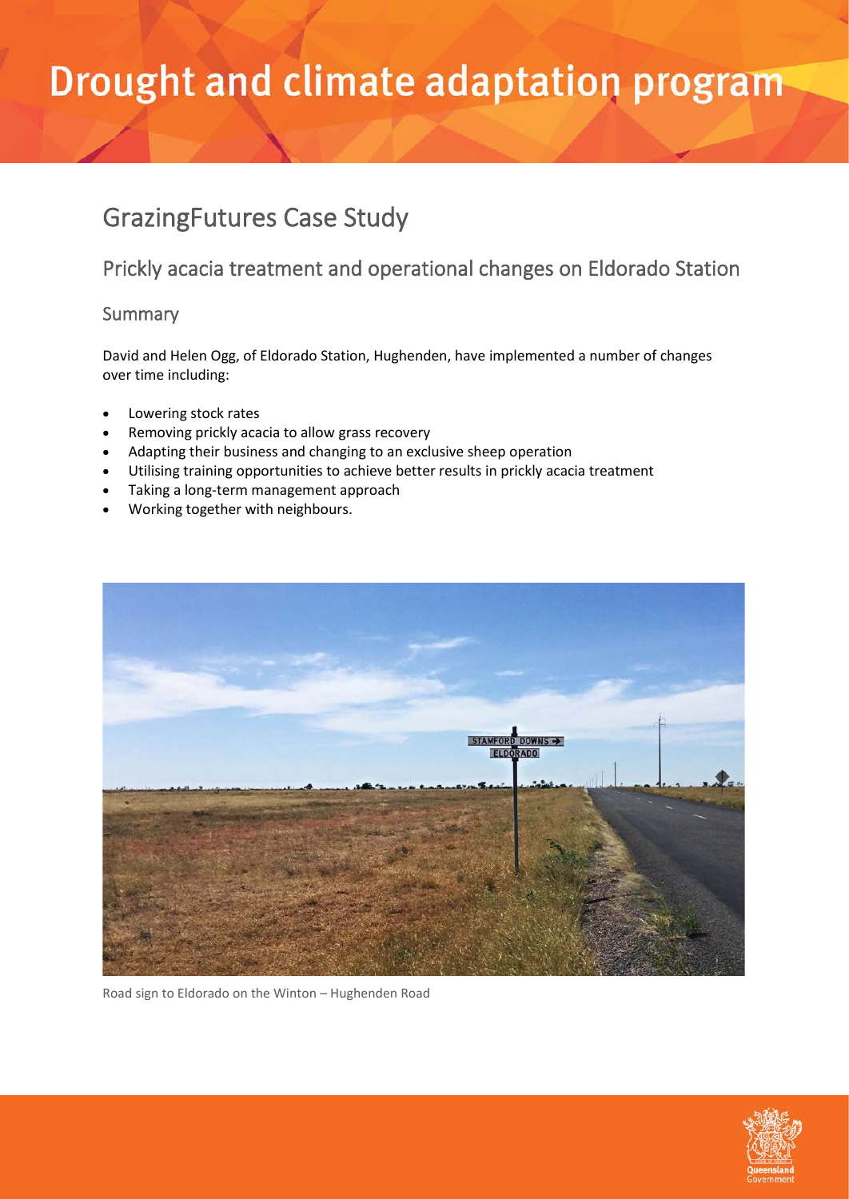# Drought and climate adaptation program

## GrazingFutures Case Study

### Prickly acacia treatment and operational changes on Eldorado Station

#### Summary

David and Helen Ogg, of Eldorado Station, Hughenden, have implemented a number of changes over time including:

- Lowering stock rates
- Removing prickly acacia to allow grass recovery
- Adapting their business and changing to an exclusive sheep operation
- Utilising training opportunities to achieve better results in prickly acacia treatment
- Taking a long-term management approach
- Working together with neighbours.

Road sign to Eldorado on the Winton – Hughenden Road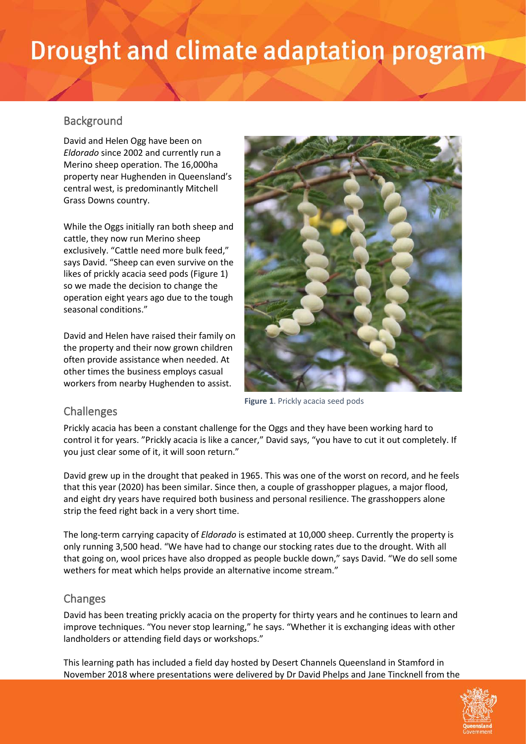# Drought and climate adaptation program

## Background

David and Helen Ogg have been on *Eldorado* since 2002 and currently run a Merino sheep operation. The 16,000ha property near Hughenden in Queensland's central west, is predominantly Mitchell Grass Downs country.

While the Oggs initially ran both sheep and cattle, they now run Merino sheep exclusively. "Cattle need more bulk feed," says David. "Sheep can even survive on the likes of prickly acacia seed pods (Figure 1) so we made the decision to change the operation eight years ago due to the tough seasonal conditions."

David and Helen have raised their family on the property and their now grown children often provide assistance when needed. At other times the business employs casual workers from nearby Hughenden to assist.

**Figure 1**. Prickly acacia seed pods

## Challenges

Prickly acacia has been a constant challenge for the Oggs and they have been working hard to control it for years. "Prickly acacia is like a cancer," David says, "you have to cut it out completely. If you just clear some of it, it will soon return."

David grew up in the drought that peaked in 1965. This was one of the worst on record, and he feels that this year (2020) has been similar. Since then, a couple of grasshopper plagues, a major flood, and eight dry years have required both business and personal resilience. The grasshoppers alone strip the feed right back in a very short time.

The long-term carrying capacity of *Eldorado* is estimated at 10,000 sheep. Currently the property is only running 3,500 head. "We have had to change our stocking rates due to the drought. With all that going on, wool prices have also dropped as people buckle down," says David. "We do sell some wethers for meat which helps provide an alternative income stream."

## Changes

David has been treating prickly acacia on the property for thirty years and he continues to learn and improve techniques. "You never stop learning," he says. "Whether it is exchanging ideas with other landholders or attending field days or workshops."

This learning path has included a field day hosted by Desert Channels Queensland in Stamford in November 2018 where presentations were delivered by Dr David Phelps and Jane Tincknell from the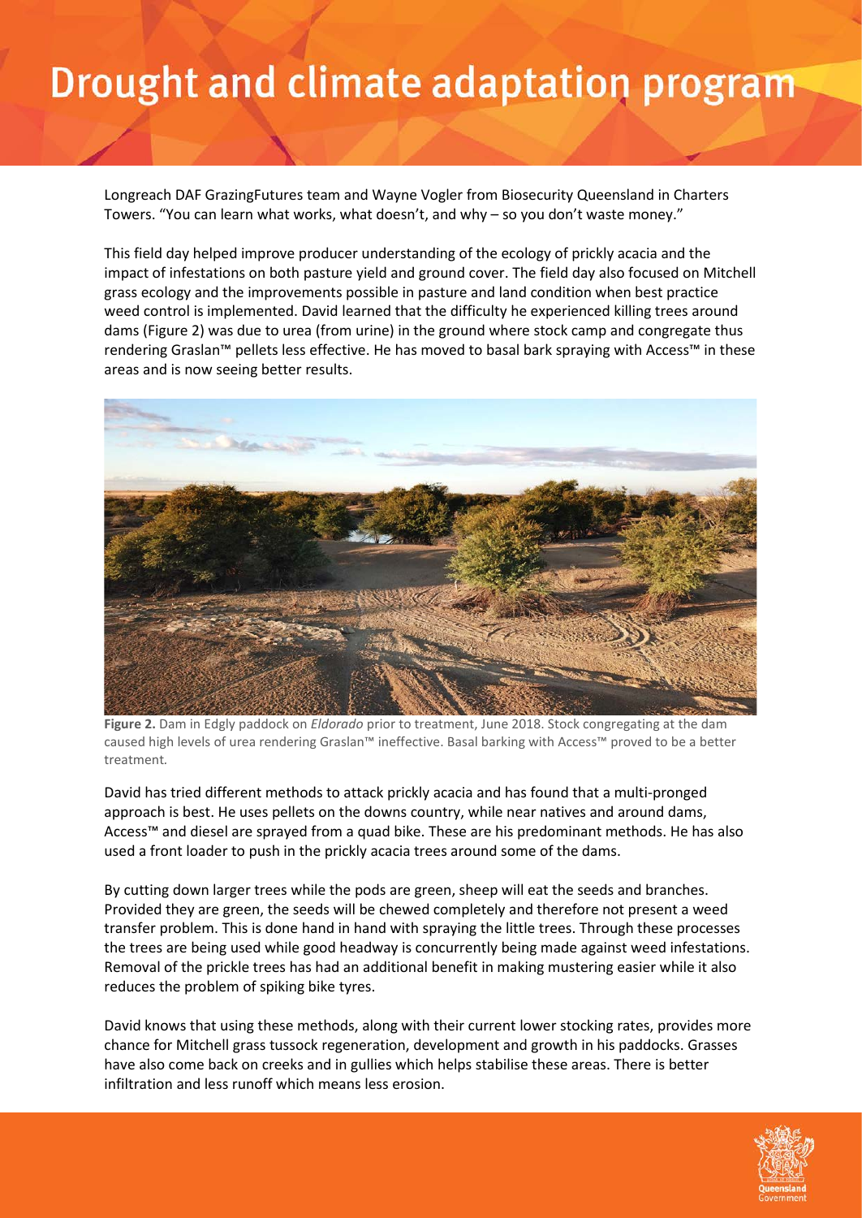Longreach DAF GrazingFutures team and Wayne Vogler from Biosecurity Queensland in Charters Towers. "You can learn what works, what doesn't, and why – so you don't waste money."

This field day helped improve producer understanding of the ecology of prickly acacia and the impact of infestations on both pasture yield and ground cover. The field day also focused on Mitchell grass ecology and the improvements possible in pasture and land condition when best practice weed control is implemented. David learned that the difficulty he experienced killing trees around dams (Figure 2) was due to urea (from urine) in the ground where stock camp and congregate thus rendering Graslan™ pellets less effective. He has moved to basal bark spraying with Access™ in these areas and is now seeing better results.

**Figure 2.** Dam in Edgly paddock on *Eldorado* prior to treatment, June 2018. Stock congregating at the dam caused high levels of urea rendering Graslan™ ineffective. Basal barking with Access™ proved to be a better treatment.

David has tried different methods to attack prickly acacia and has found that a multi-pronged approach is best. He uses pellets on the downs country, while near natives and around dams, Access™ and diesel are sprayed from a quad bike. These are his predominant methods. He has also used a front loader to push in the prickly acacia trees around some of the dams.

By cutting down larger trees while the pods are green, sheep will eat the seeds and branches. Provided they are green, the seeds will be chewed completely and therefore not present a weed transfer problem. This is done hand in hand with spraying the little trees. Through these processes the trees are being used while good headway is concurrently being made against weed infestations. Removal of the prickle trees has had an additional benefit in making mustering easier while it also reduces the problem of spiking bike tyres.

David knows that using these methods, along with their current lower stocking rates, provides more chance for Mitchell grass tussock regeneration, development and growth in his paddocks. Grasses have also come back on creeks and in gullies which helps stabilise these areas. There is better infiltration and less runoff which means less erosion.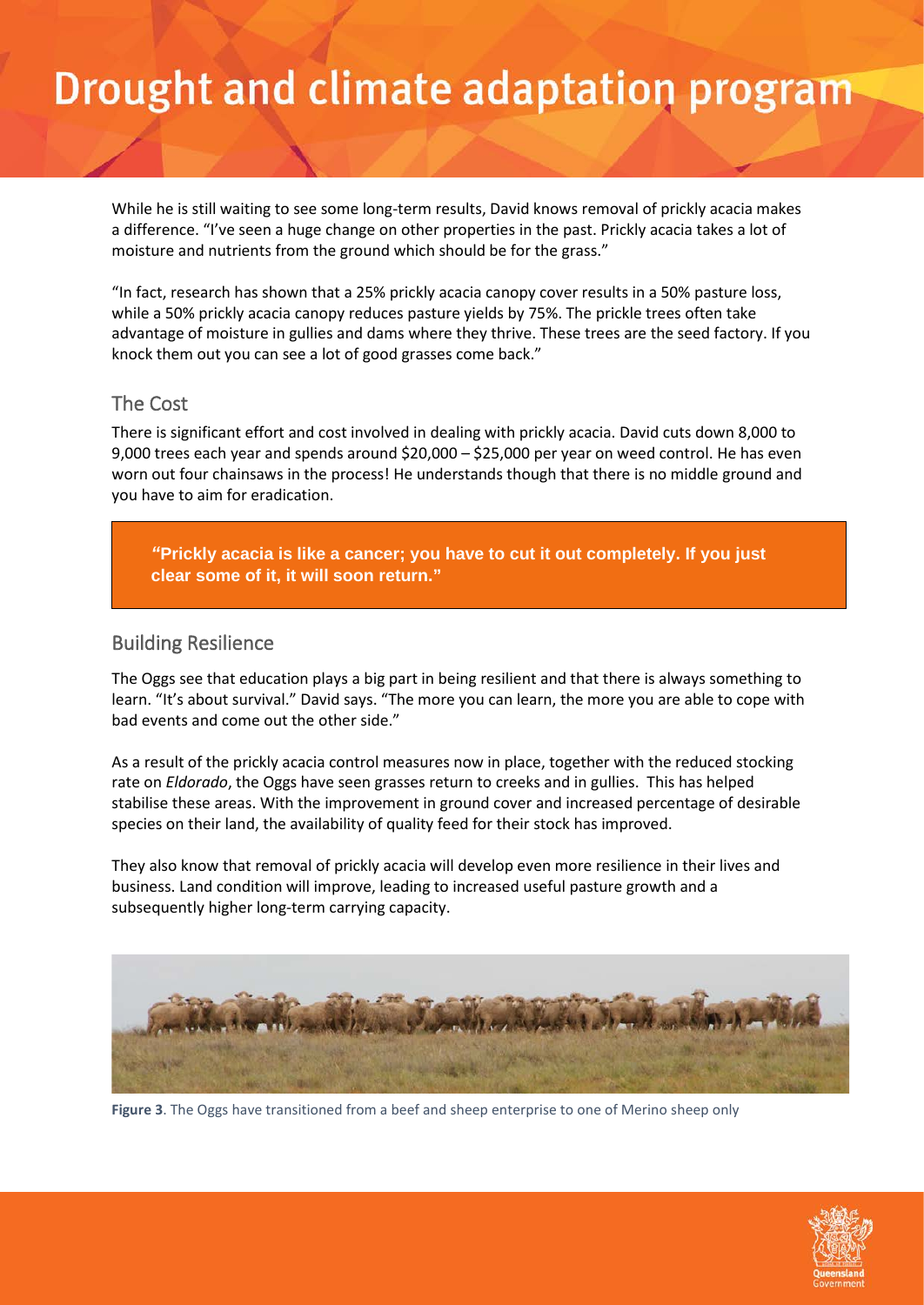While he is still waiting to see some long-term results, David knows removal of prickly acacia makes a difference. "I've seen a huge change on other properties in the past. Prickly acacia takes a lot of moisture and nutrients from the ground which should be for the grass."

"In fact, research has shown that a 25% prickly acacia canopy cover results in a 50% pasture loss, while a 50% prickly acacia canopy reduces pasture yields by 75%. The prickle trees often take advantage of moisture in gullies and dams where they thrive. These trees are the seed factory. If you knock them out you can see a lot of good grasses come back."

## The Cost

There is significant effort and cost involved in dealing with prickly acacia. David cuts down 8,000 to 9,000 trees each year and spends around $20,000 – $25,000 per year on weed control. He has even worn out four chainsaws in the process! He understands though that there is no middle ground and you have to aim for eradication.

> **"Prickly acacia is like a cancer; you have to cut it out completely. If you just clear some of it, it will soon return."**

## Building Resilience

The Oggs see that education plays a big part in being resilient and that there is always something to learn. "It's about survival." David says. "The more you can learn, the more you are able to cope with bad events and come out the other side."

As a result of the prickly acacia control measures now in place, together with the reduced stocking rate on *Eldorado*, the Oggs have seen grasses return to creeks and in gullies. This has helped stabilise these areas. With the improvement in ground cover and increased percentage of desirable species on their land, the availability of quality feed for their stock has improved.

They also know that removal of prickly acacia will develop even more resilience in their lives and business. Land condition will improve, leading to increased useful pasture growth and a subsequently higher long-term carrying capacity.

**Figure 3**. The Oggs have transitioned from a beef and sheep enterprise to one of Merino sheep only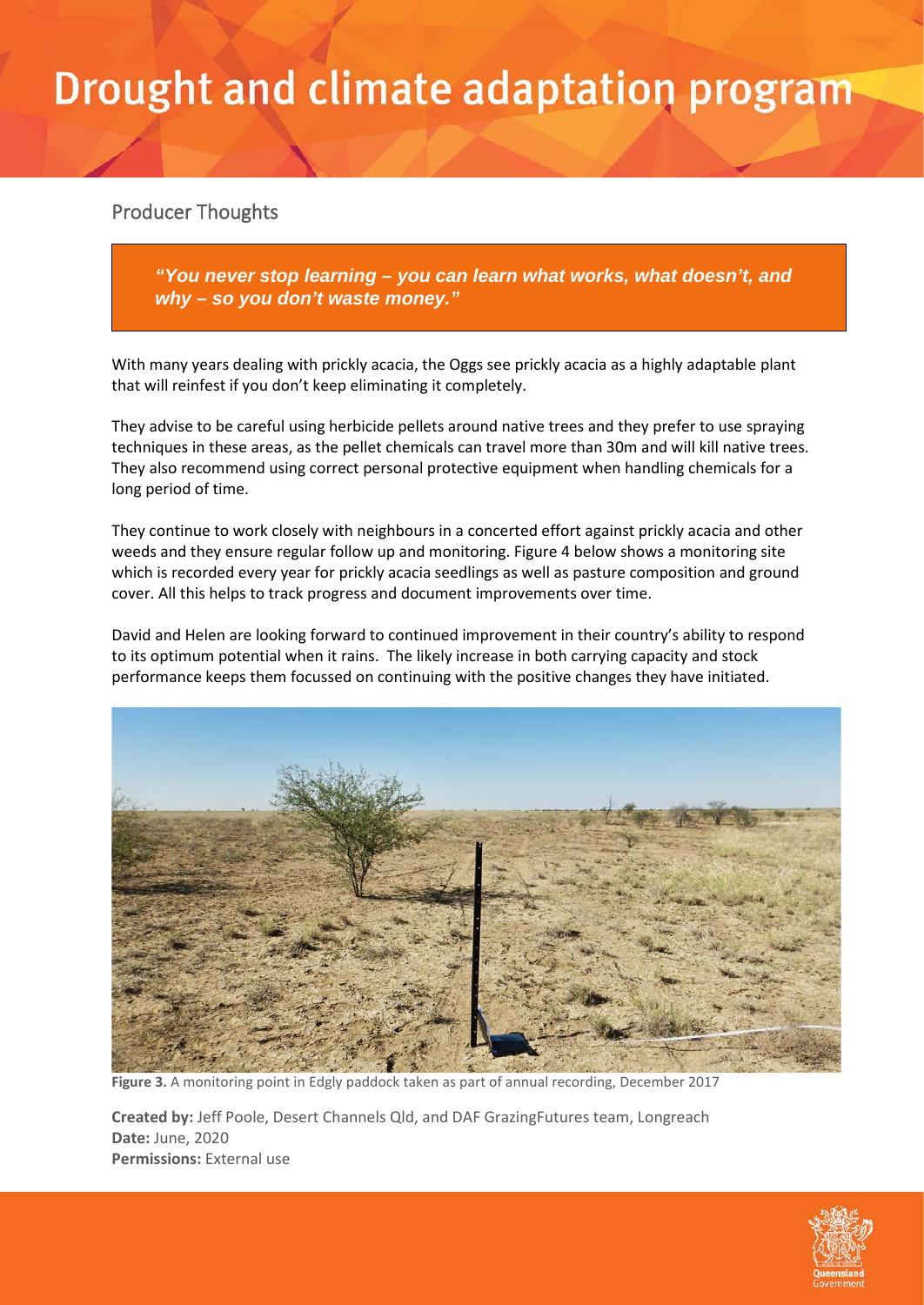# Drought and climate adaptation program

## Producer Thoughts

> ***"You never stop learning – you can learn what works, what doesn't, and why – so you don't waste money."***

With many years dealing with prickly acacia, the Oggs see prickly acacia as a highly adaptable plant that will reinfest if you don't keep eliminating it completely.

They advise to be careful using herbicide pellets around native trees and they prefer to use spraying techniques in these areas, as the pellet chemicals can travel more than 30m and will kill native trees. They also recommend using correct personal protective equipment when handling chemicals for a long period of time.

They continue to work closely with neighbours in a concerted effort against prickly acacia and other weeds and they ensure regular follow up and monitoring. Figure 4 below shows a monitoring site which is recorded every year for prickly acacia seedlings as well as pasture composition and ground cover. All this helps to track progress and document improvements over time.

David and Helen are looking forward to continued improvement in their country's ability to respond to its optimum potential when it rains. The likely increase in both carrying capacity and stock performance keeps them focussed on continuing with the positive changes they have initiated.

**Figure 3.** A monitoring point in Edgly paddock taken as part of annual recording, December 2017

**Created by:** Jeff Poole, Desert Channels Qld, and DAF GrazingFutures team, Longreach
**Date:** June, 2020
**Permissions:** External use